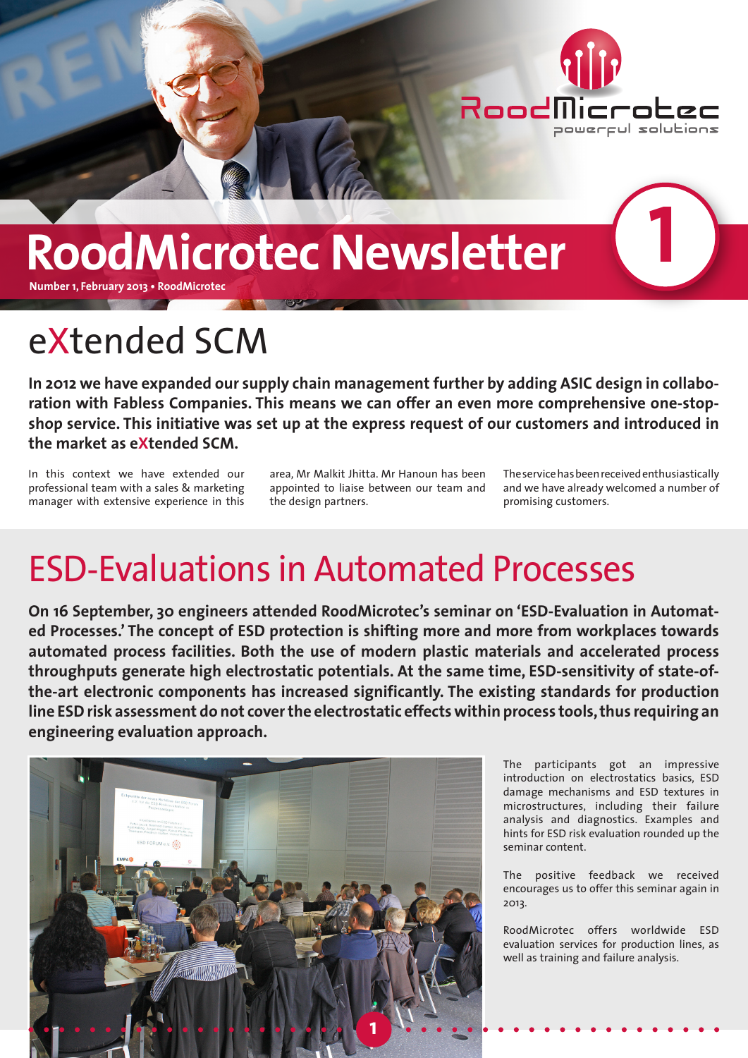# RoodMicrotec Newsletter

**Number 1, February 2013 • RoodMicrotec**

## eXtended SCM

**In 2012 we have expanded our supply chain management further by adding ASIC design in collaboration with Fabless Companies. This means we can offer an even more comprehensive one-stop-shop service. This initiative was set up at the express request of our customers and introduced in the market as eXtended SCM.**

In this context we have extended our professional team with a sales & marketing manager with extensive experience in this area, Mr Malkit Jhitta. Mr Hanoun has been appointed to liaise between our team and the design partners.

The service has been received enthusiastically and we have already welcomed a number of promising customers.

## ESD-Evaluations in Automated Processes

**On 16 September, 30 engineers attended RoodMicrotec's seminar on 'ESD-Evaluation in Automated Processes.' The concept of ESD protection is shifting more and more from workplaces towards automated process facilities. Both the use of modern plastic materials and accelerated process throughputs generate high electrostatic potentials. At the same time, ESD-sensitivity of state-of-the-art electronic components has increased significantly. The existing standards for production line ESD risk assessment do not cover the electrostatic effects within process tools, thus requiring an engineering evaluation approach.**

The participants got an impressive introduction on electrostatics basics, ESD damage mechanisms and ESD textures in microstructures, including their failure analysis and diagnostics. Examples and hints for ESD risk evaluation rounded up the seminar content.

The positive feedback we received encourages us to offer this seminar again in 2013.

RoodMicrotec offers worldwide ESD evaluation services for production lines, as well as training and failure analysis.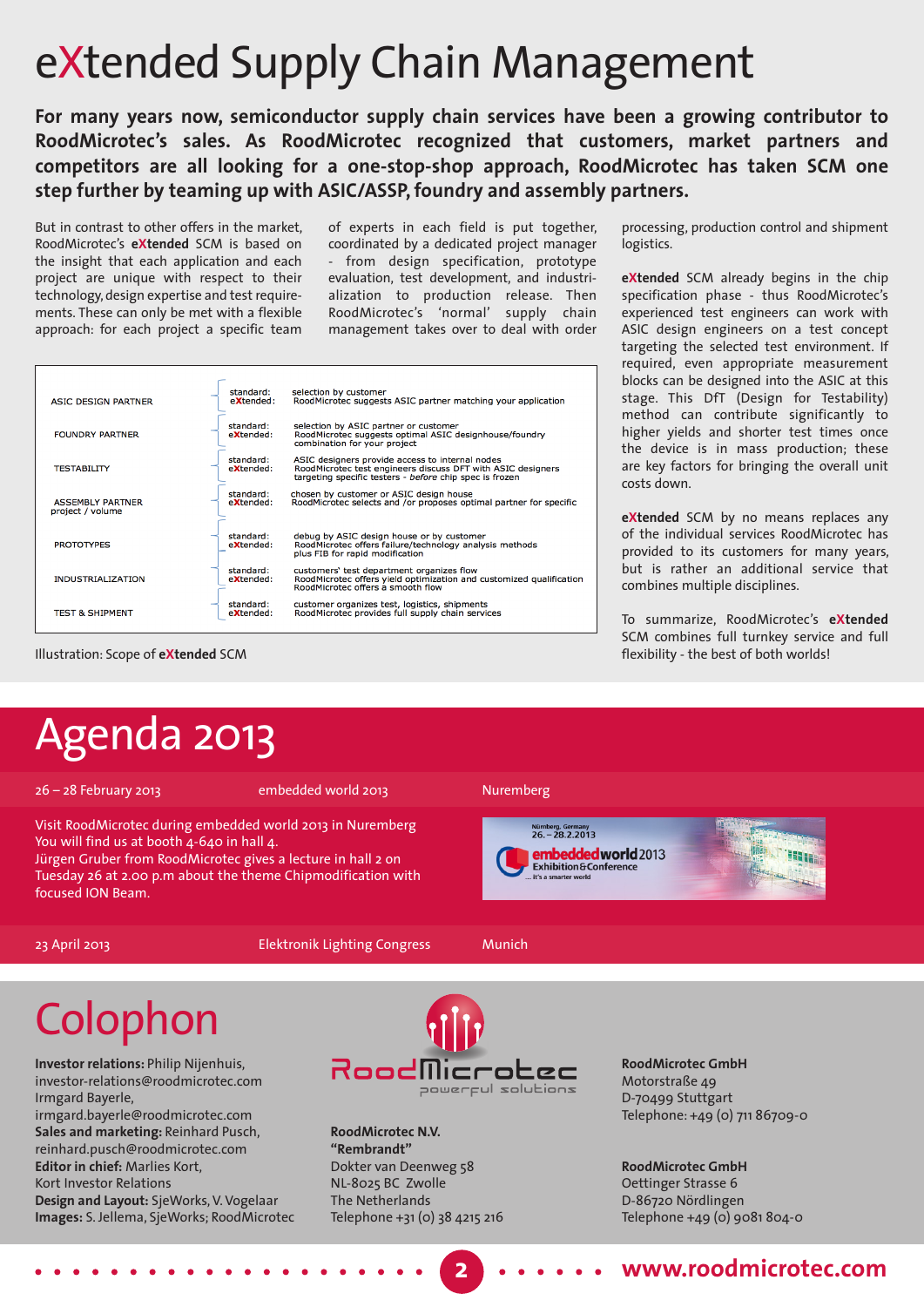# eXtended Supply Chain Management

**For many years now, semiconductor supply chain services have been a growing contributor to RoodMicrotec's sales. As RoodMicrotec recognized that customers, market partners and competitors are all looking for a one-stop-shop approach, RoodMicrotec has taken SCM one step further by teaming up with ASIC/ASSP, foundry and assembly partners.**

But in contrast to other offers in the market, RoodMicrotec's **eXtended** SCM is based on the insight that each application and each project are unique with respect to their technology, design expertise and test requirements. These can only be met with a flexible approach: for each project a specific team of experts in each field is put together, coordinated by a dedicated project manager - from design specification, prototype evaluation, test development, and industrialization to production release. Then RoodMicrotec's 'normal' supply chain management takes over to deal with order processing, production control and shipment logistics.

| | | |
|---|---|---|
| ASIC DESIGN PARTNER | standard:<br>eXtended: | selection by customer<br>RoodMicrotec suggests ASIC partner matching your application |
| FOUNDRY PARTNER | standard:<br>eXtended: | selection by ASIC partner or customer<br>RoodMicrotec suggests optimal ASIC designhouse/foundry combination for your project |
| TESTABILITY | standard:<br>eXtended: | ASIC designers provide access to internal nodes<br>RoodMicrotec test engineers discuss DFT with ASIC designers targeting specific testers - *before* chip spec is frozen |
| ASSEMBLY PARTNER project / volume | standard:<br>eXtended: | chosen by customer or ASIC design house<br>RoodMicrotec selects and /or proposes optimal partner for specific |
| PROTOTYPES | standard:<br>eXtended: | debug by ASIC design house or by customer<br>RoodMicrotec offers failure/technology analysis methods plus FIB for rapid modification |
| INDUSTRIALIZATION | standard:<br>eXtended: | customers' test department organizes flow<br>RoodMicrotec offers yield optimization and customized qualification RoodMicrotec offers a smooth flow |
| TEST & SHIPMENT | standard:<br>eXtended: | customer organizes test, logistics, shipments<br>RoodMicrotec provides full supply chain services |

Illustration: Scope of **eXtended** SCM

**eXtended** SCM already begins in the chip specification phase - thus RoodMicrotec's experienced test engineers can work with ASIC design engineers on a test concept targeting the selected test environment. If required, even appropriate measurement blocks can be designed into the ASIC at this stage. This DfT (Design for Testability) method can contribute significantly to higher yields and shorter test times once the device is in mass production; these are key factors for bringing the overall unit costs down.

**eXtended** SCM by no means replaces any of the individual services RoodMicrotec has provided to its customers for many years, but is rather an additional service that combines multiple disciplines.

To summarize, RoodMicrotec's **eXtended** SCM combines full turnkey service and full flexibility - the best of both worlds!

# Agenda 2013

| | | |
|---|---|---|
| 26 – 28 February 2013 | embedded world 2013 | Nuremberg |

Visit RoodMicrotec during embedded world 2013 in Nuremberg
You will find us at booth 4-640 in hall 4.
Jürgen Gruber from RoodMicrotec gives a lecture in hall 2 on Tuesday 26 at 2.00 p.m about the theme Chipmodification with focused ION Beam.

Nürnberg, Germany
26.–28.2.2013
embedded world 2013
Exhibition & Conference
... it's a smarter world

| | | |
|---|---|---|
| 23 April 2013 | Elektronik Lighting Congress | Munich |

# Colophon

**Investor relations:** Philip Nijenhuis, investor-relations@roodmicrotec.com
Irmgard Bayerle, irmgard.bayerle@roodmicrotec.com
**Sales and marketing:** Reinhard Pusch, reinhard.pusch@roodmicrotec.com
**Editor in chief:** Marlies Kort, Kort Investor Relations
**Design and Layout:** SjeWorks, V. Vogelaar
**Images:** S. Jellema, SjeWorks; RoodMicrotec

RoodMicrotec
powerful solutions

**RoodMicrotec N.V.**
**"Rembrandt"**
Dokter van Deenweg 58
NL-8025 BC Zwolle
The Netherlands
Telephone +31 (0) 38 4215 216

**RoodMicrotec GmbH**
Motorstraße 49
D-70499 Stuttgart
Telephone: +49 (0) 711 86709-0

**RoodMicrotec GmbH**
Oettinger Strasse 6
D-86720 Nördlingen
Telephone +49 (0) 9081 804-0

www.roodmicrotec.com